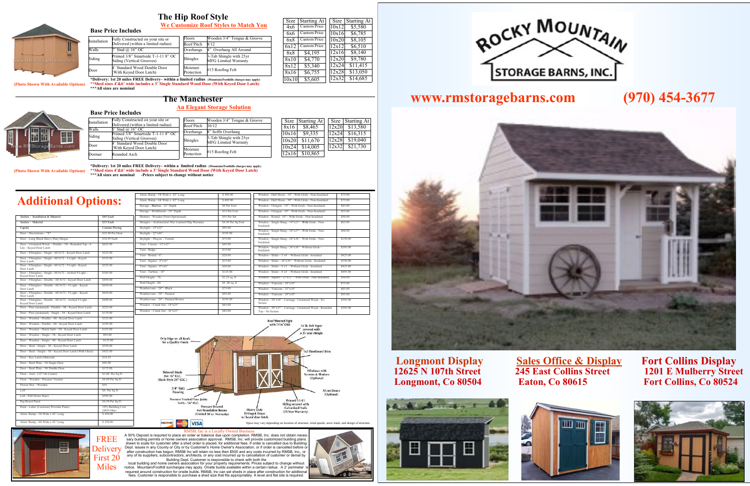# The Hip Roof Style

**We Customize Roof Styles to Match You**

**(Photo Shown With Available Options)**

### Base Price Includes

| | | | |
|---|---|---|---|
| Installation | Fully Constructed on your site or Delivered (within a limited radius) | Floors | Wooden 3/4" Tongue & Groove |
| Walls | 2" Stud @ 16" OC | Roof Pitch | 8/12 |
| Siding | Primed 3/8" Smartside T-1-11 8" OC Siding (Vertical Grooves) | Overhangs | 4" Overhang All Around |
| Door | 4' Standard Wood Double Door With Keyed Door Latch | Shingles | 3-Tab Shingle with 25yr MFG Limited Warranty |
| | | Moisture Protection | #15 Roofing Felt |

*Delivery: 1st 20 miles FREE Delivery– within a limited radius (Mountain/Foothills charges may apply)
**Shed sizes 4'&6' wide includes a 3' Single Standard Wood Door (With Keyed Door Latch)
***All sizes are nominal

| Size | Starting At |
|---|---|
| 4x6 | Custom Price |
| 6x6 | Custom Price |
| 6x8 | Custom Price |
| 6x12 | Custom Price |
| 8x8 | $4,195 |
| 8x10 | $4,770 |
| 8x12 | $5,340 |
| 8x16 | $6,755 |
| 10x10 | $5,605 |

| Size | Starting At |
|---|---|
| 10x12 | $5,580 |
| 10x16 | $6,785 |
| 10x20 | $8,105 |
| 12x12 | $6,510 |
| 12x16 | $8,140 |
| 12x20 | $9,780 |
| 12x24 | $11,415 |
| 12x28 | $13,050 |
| 12x32 | $14,685 |

# The Manchester

**An Elegant Storage Solution**

**(Photo Shown With Available Options)**

### Base Price Includes

| | | | |
|---|---|---|---|
| Installation | Fully Constructed on your site or Delivered (within a limited radius) | Floors | Wooden 3/4" Tongue & Groove |
| Walls | 5" Stud @ 16" OC | Roof Pitch | 10/12 |
| Siding | Primed 3/8" Smartside T-1-11 8" OC Siding (Vertical Grooves) | Overhangs | 8" Soffit Overhang |
| Door | 4' Standard Wood Double Door With Keyed Door Latch) | Shingles | 3-Tab Shingle with 25yr MFG Limited Warranty |
| Dormer | Rounded Arch | Moisture Protection | #15 Roofing Felt |

*Delivery: 1st 20 miles FREE Delivery– within a limited radius (Mountain/Foothills charges may apply)
**Shed sizes 4'&6' wide include a 3' Single Standard Wood Door (With Keyed Door Latch)
***All sizes are nominal –Prices subject to change without notice

| Size | Starting At |
|---|---|
| 8x16 | $8,465 |
| 10x16 | $9,335 |
| 10x20 | $11,670 |
| 10x24 | $14,005 |
| 12x16 | $10,865 |

| Size | Starting At |
|---|---|
| 12x20 | $13,580 |
| 12x24 | $16,315 |
| 12x28 | $19,040 |
| 12x32 | $21,730 |

# Additional Options:

| Option | Price |
|---|---|
| Anchor - Installation & Material | $45 Each |
| Anchor - Material | $35 Each |
| Cupola | Custom Pricing |
| Door - Decorations - "X" | $25.00 Per Door |
| Door - Long Black Heavy Duty Hinges | $18.95 Each |
| Door - Unstained Wood - Double - 5ft - Rounded Top - 6-Lite - Keyed Door Latch | $625.00 |
| Door - Fiberglass - Single - 60.5x72 - Keyed Door Latch | $225.00 |
| Door - Fiberglass - Single - 60.5x72 - 4 Light - Keyed Door Latch | $325.00 |
| Door - Fiberglass - Single - 60.5x72 - 9 Light - Keyed Door Latch | $325.00 |
| Door - Fiberglass - Single - 60.5x72 - Arched 9 Light - Keyed Door Latch | $345.00 |
| Door - Fiberglass - Double - 60.5x72 - Keyed Door Latch | $450.00 |
| Door - Fiberglass - Double - 60.5x72 - 4 Light - Keyed Door Latch | $650.00 |
| Door - Fiberglass - Double - 60.5x72 - 9 Light - Keyed Door Latch | $650.00 |
| Door - Fiberglass - Double - 60.5x72 - Arched 9 Light - Keyed Door Latch | $690.00 |
| Door - Pine (unstained) - Double - 4ft - Keyed Door Latch | $225.00 |
| Door - Pine (unstained) - Single - 3ft - Keyed Door Latch | $170.00 |
| Door - Wooden - Double - 4ft - Keyed Door Latch | $125.00 |
| Door - Wooden - Double - 6ft - Keyed Door Latch | $195.00 |
| Door - Wooden - Dutch Split - 3ft - Keyed Door Latch | $125.00 |
| Door - Wooden - Single - 3ft - Keyed Door Latch | $95.00 |
| Door - Wooden - Single - 4ft - Keyed Door Latch | $125.00 |
| Door - Steel - Single - 3ft - Keyed Door Latch | $350.00 |
| Door - Steel - Single - 3ft - Keyed Door Latch (With Glass) | $425.00 |
| Door - Key Latch (Material) | $14.25 |
| Door - Steel Plate - 3ft Single Door | $95.00 |
| Door - Steel Plate - 5ft Double Door | $175.00 |
| Floor - Joist - (12" On Center) | $3.00 Per Sq Ft |
| Floor - Wooden - Pressure Treated | $4.00 Per Sq Ft |
| Flower Box - Wooden | $55 |
| Loft | $8 Per Sq Ft |
| Loft - Pull Down Stairs | $595.00 |
| Peg Board Panel | $4.50 Per Sq Ft |
| Paint - Labor (Customer Provides Paint) | 10% Building Cost ($450 Min) |
| Alum. Ramp - 3ft Wide x 42" Long | $ 450.00 |
| Alum. Ramp - 4ft Wide x 42" Long | $ 550.00 |
| Alum. Ramp - 5ft Wide x 42" Long | $ 595.00 |
| Alum. Ramp - 6ft Wide x 42" Long | $ 695.00 |
| Storage - Shelves - 16" Depth | $9 Per Foot |
| Storage - Workbench - 24" Depth | $12 Per Foot |
| Shutters - Wooden (Non-Operational) | $55 Per Set |
| Shingles - Architectural 30yr Limited Mfg Warranty | $4.50 Per Sq Foot |
| Skylight - 14"x22" | $95.00 |
| Skylight - 22"x46" | $195.00 |
| Skylight - 50sq.in. - Vented | $75.00 |
| Vent - Classic - 12"x15" | $45.00 |
| Vent - Ridge | $15.00 |
| Vent - Round - 6" | $20.00 |
| Vent - Square - 4"x16" | $15.00 |
| Vent - Square - 8"x16" | $20.00 |
| Vent - Turbine - 14" | $125.00 |
| Wall Height - 7ft | $1.25 sq. ft |
| Wall Height - 8ft | $1.50 sq. ft |
| Weathervane - 24" - Black | $75.00 |
| Weathervane - 30" - Painted | $95.00 |
| Weathervane - 30" - Painted Bronze | $195.00 |
| Window - Crank Out - 18"x25" | $65.00 |
| Window - Crank Out - 36"x25" | $85.00 |
| Window - Half Moon - 14" - With Grids - Non-Insulated | $75.00 |
| Window - Half Moon - 30" - With Grids - Non-Insulated | $75.00 |
| Window - Octagon - 14" - With Grids - Non-Insulated | $45.00 |
| Window - Octagon - 18" - With Grids - Non-Insulated | $55.00 |
| Window - Round - 10" - With Grids - Non-Insulated | $30.00 |
| Window - Single Hung - 14"x21" - With Grids - Non-Insulated | $65.00 |
| Window - Single Hung - 24"x27" - With Grids - Non-Insulated | $90.00 |
| Window - Single Hung - 24"x36" - With Grids - Non-Insulated | $150.00 |
| Window - Single Hung - 24"x36" - Without Grids - Insulated | $395.00 |
| Window - Slider - 3'x4' - Without Grids - Insulated | $425.00 |
| Window - Slider - 36"x36" - Without Grids - Insulated | $350.00 |
| Window - Slider - 4'x3' - Without Grids - Insulated | $425.00 |
| Window - Slider - 4'x4' - Without Grids - Insulated | $495.00 |
| Window - Square - 12"x12" - With Grids - Non-Insulated | $30.00 |
| Window - Transom - 18"x10" | $75.00 |
| Window - Transom - 23"x10" | $85.00 |
| Window - Transom - 29"x10" | $95.00 |
| Window - 30"x36" - Carriage - Unstained Wood - No Screen | $295.00 |
| Window - 30"x37" - Carriage - Unstained Wood - Rounded Top - No Screen | $395.00 |

Roof Sheeted Tight with 7/16" OSB
15 lb. Felt Paper covered with a 25 year shingle
Drip Edge on all Roofs for a Quality Finish
1x3 Hardboard Trim
Sidewall Studs 2x4 16" O.C. (Basic Style 24" O.C.)
Windows with Screens & Shutters (Optional)
3/4" T&G Flooring
X's on Doors (Optional)
Pressure Treated Floor Joists 2x4's - 16" O.C.
Pressure Treated 4x4 Foundation Beams (Limited 50 yr. Warranty)
Heavy Duty T-Hinged Doors w/ keyed door latch
Primed T-1-11 Siding secured with Galvanized Nails (25 Year Warranty)

Specs may vary depending on location of structure, wind speeds, snow loads, and design of structure.

DISCOVER · MasterCard · VISA

FREE Delivery First 20 Miles

RMSB, Inc is a Locally Owned Business

A 50% Deposit is required to place an order w/ balance due upon completion. RMSB, Inc. does not obtain necessary building permits or home owners association approval. RMSB, Inc. will provide customized building plans drawn to scale for customer after a shed order is placed, for additional fees. If order is cancelled due to Building Dept. issues in any County or City or by Customer's Home Owner's Association, or if order is cancelled before or after construction has begun, RMSB Inc will retain no less then $500 and any costs incurred by RMSB, Inc., or any of its suppliers, subcontractors, architects, or any cost incurred up to cancellation of customer or denial by Building Dept. Customer is responsible to check with both the local building and home owners association for your property requirements. Prices subject to change without notice. Mountain/Foothill surcharges may apply. Onsite builds available within a certain radius. A 2' perimeter is required around construction for onsite builds. RMSB, Inc can set sheds in place after construction for additional fees. Customer is responsible to purchase a shed size that fits appropriately. A level and flat site is required.

# ROCKY MOUNTAIN STORAGE BARNS, INC.

## www.rmstoragebarns.com (970) 454-3677

**Longmont Display**
12625 N 107th Street
Longmont, Co 80504

**Sales Office & Display**
245 East Collins Street
Eaton, Co 80615

**Fort Collins Display**
1201 E Mulberry Street
Fort Collins, Co 80524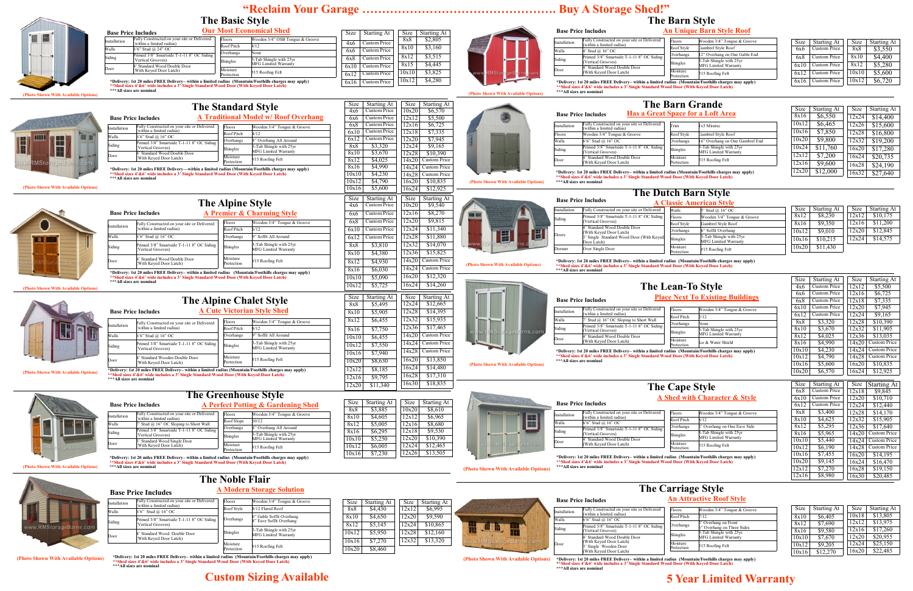# "Reclaim Your Garage ........................................... Buy A Storage Shed!"

## The Basic Style

(Photo Shown With Available Options)

**Base Price Includes** — Our Most Economical Shed

| | | | |
|---|---|---|---|
| Installation | Fully Constructed on your site or Delivered (within a limited radius) | Floors | Wooden 3/4" OSB Tongue & Groove |
| Walls | 5'6" Stud @ 24" OC | Roof Pitch | 4/12 |
| Siding | Primed 3/8" Smartside T-1-11 8" OC Siding (Vertical Grooves) | Overhangs | None |
| Door | 4' Standard Wood Double Door (With Keyed Door Latch) | Shingles | 3-Tab Shingle with 25yr MFG Limited Warranty |
| | | Moisture Protection | #15 Roofing Felt |

*Delivery: 1st 20 miles FREE Delivery– within a limited radius (Mountain/Foothills charges may apply)
**Shed sizes 4'&6' wide includes a 3' Single Standard Wood Door (With Keyed Door Latch)
***All sizes are nominal

| Size | Starting At | Size | Starting At |
|---|---|---|---|
| 4x6 | Custom Price | 8x8 | $2,805 |
| 6x6 | Custom Price | 8x10 | $3,160 |
| 6x8 | Custom Price | 8x12 | $3,515 |
| 6x10 | Custom Price | 8x15 | $4,445 |
| 6x12 | Custom Price | 10x10 | $3,825 |
| 6x16 | Custom Price | 10x12 | $4,280 |

## The Standard Style

(Photo Shown With Available Options)

**Base Price Includes** — A Traditional Model w/ Roof Overhang

| | | | |
|---|---|---|---|
| Installation | Fully Constructed on your site or Delivered (within a limited radius) | Floors | Wooden 3/4" Tongue & Groove |
| Walls | 5'6" Stud @ 16" OC | Roof Pitch | 4/12 |
| Siding | Primed 3/8" Smartside T-1-11 8" OC Siding (Vertical Grooves) | Overhangs | 4" Overhang All Around |
| Door | 4' Standard Wood Double Door (With Keyed Door Latch) | Shingles | 3-Tab Shingle with 25yr MFG Limited Warranty |
| | | Moisture Protection | #15 Roofing Felt |

*Delivery: 1st 20 miles FREE Delivery—within a limited radius (Mountain/Foothills charges may apply)
**Shed sizes 4'&6' wide includes a 3' Single Standard Wood Door (With Keyed Door Latch)
***All sizes are nominal

| Size | Starting At | Size | Starting At |
|---|---|---|---|
| 4x6 | Custom Price | 10x20 | $6,570 |
| 6x6 | Custom Price | 12x12 | $5,500 |
| 6x8 | Custom Price | 12x16 | $6,725 |
| 6x10 | Custom Price | 12x18 | $7,335 |
| 6x12 | Custom Price | 12x20 | $7,945 |
| 8x8 | $3,320 | 12x24 | $9,165 |
| 8x10 | $3,670 | 12x28 | $10,390 |
| 8x12 | $4,025 | 14x20 | Custom Price |
| 8x16 | $4,990 | 14x24 | Custom Price |
| 10x10 | $4,230 | 14x28 | Custom Price |
| 10x12 | $4,790 | 16x20 | $10,835 |
| 10x16 | $5,600 | 16x24 | $12,925 |

## The Alpine Style

(Photo Shown With Available Options)

**Base Price Includes** — A Premier & Charming Style

| | | | |
|---|---|---|---|
| Installation | Fully Constructed on your site or Delivered (within a limited radius) | Floors | Wooden 3/4" Tongue & Groove |
| Walls | 5'6" Stud @ 16" OC | Roof Pitch | 6/12 |
| Siding | Primed 3/8" Smartside T-1-11 8" OC Siding (Vertical Grooves) | Overhangs | 9" Soffit All Around |
| Door | 4' Standard Wood Double Door (With Keyed Door Latch) | Shingles | 3-Tab Shingle with 25yr MFG Limited Warranty |
| | | Moisture Protection | #15 Roofing Felt |

*Delivery: 1st 20 miles FREE Delivery– within a limited radius (Mountain/Foothills charges may apply)
**Shed sizes 4'&6' wide includes a 3' Single Standard Wood Door (With Keyed Door Latch)
***All sizes are nominal

| Size | Starting At | Size | Starting At |
|---|---|---|---|
| 4x6 | Custom Price | 10x20 | $9,540 |
| 6x6 | Custom Price | 12x16 | $8,270 |
| 6x10 | Custom Price | 12x24 | $11,340 |
| 6x12 | Custom Price | 12x28 | $11,880 |
| 8x8 | $3,810 | 12x32 | $14,070 |
| 8x10 | $4,380 | 12x36 | $15,825 |
| 8x12 | $4,930 | 14x20 | Custom Price |
| 8x16 | $6,030 | 14x24 | Custom Price |
| 10x10 | $5,090 | 16x20 | $12,320 |
| 10x12 | $5,725 | 16x24 | $14,260 |

## The Alpine Chalet Style

(Photo Shown With Available Options)

**Base Price Includes** — A Cute Victorian Style Shed

| | | | |
|---|---|---|---|
| Installation | Fully Constructed on your site or Delivered (within a limited radius) | Floors | Wooden 3/4" Tongue & Groove |
| Walls | 5'6" Stud @ 16" OC | Roof Pitch | 8/12 |
| Siding | Primed 3/8" Smartside T-1-11 8" OC Siding (Vertical Grooves) | Overhangs | 9" Soffit All Around |
| Door | 4' Standard Wooden Double Door (With Keyed Door Latch) | Shingles | 3-Tab Shingle with 25yr MFG Limited Warranty |
| | | Moisture Protection | #15 Roofing Felt |

*Delivery: 1st 20 miles FREE Delivery– within a limited radius (Mountain/Foothills charges may apply)
**Shed sizes 4'&6' wide includes a 3' Single Standard Wood Door (With Keyed Door Latch)
***All sizes are nominal

| Size | Starting At | Size | Starting At |
|---|---|---|---|
| 8x8 | $5,495 | 12x24 | $12,665 |
| 8x10 | $5,905 | 12x28 | $14,395 |
| 8x12 | $6,455 | 12x32 | $15,935 |
| 8x16 | $7,750 | 12x36 | $17,465 |
| 10x10 | $6,455 | 14x20 | Custom Price |
| 10x12 | $7,550 | 14x24 | Custom Price |
| 10x16 | $7,940 | 14x28 | Custom Price |
| 10x20 | $8,630 | 16x20 | $13,850 |
| 12x12 | $8,185 | 16x24 | $14,480 |
| 12x16 | $9,795 | 16x28 | $17,310 |
| 12x20 | $11,340 | 16x30 | $18,835 |

## The Greenhouse Style

(Photo Shown With Available Options)

**Base Price Includes** — A Perfect Potting & Gardening Shed

| | | | |
|---|---|---|---|
| Installation | Fully Constructed on your site or Delivered (within a limited radius) | Floors | Wooden 3/4" Tongue & Groove |
| Walls | 7' Stud @ 16" OC Sloping to Short Wall | Roof Slope | 10/12 |
| Siding | Primed 3/8" Smartside T-1-11 8" OC Siding (Vertical Grooves) | Overhangs | 4" Overhang All Around |
| Door | 3' Standard Wood Single Door (With Keyed Door Latch) | Shingles | 3-Tab Shingle with 25yr MFG Limited Warranty |
| | | Moisture Protection | #15 Roofing Felt |

*Delivery: 1st 20 miles FREE Delivery– within a limited radius (Mountain/Foothills charges may apply)
**Shed sizes 4'&6' wide includes a 3' Single Standard Wood Door (With Keyed Door Latch)
***All sizes are nominal

| Size | Starting At | Size | Starting At |
|---|---|---|---|
| 8x8 | $3,885 | 10x20 | $8,610 |
| 8x10 | $4,605 | 12x12 | $6,965 |
| 8x12 | $5,005 | 12x16 | $8,680 |
| 8x16 | $6,295 | 12x18 | $9,530 |
| 10x10 | $5,250 | 12x20 | $10,390 |
| 10x12 | $6,005 | 12x24 | $12,465 |
| 10x16 | $7,230 | 12x26 | $13,505 |

## The Noble Flair

(Photo Shown With Available Options)

**Base Price Includes** — A Modern Storage Solution

| | | | |
|---|---|---|---|
| Installation | Fully Constructed on your site or Delivered (within a limited radius) | Floors | Wooden 3/4" Tongue & Groove |
| Walls | 5'6" Stud @ 16" OC | Roof Style | 6/12 Flared Roof |
| Siding | Primed 3/8" Smartside T-1-11 8" OC Siding (Vertical Grooves) | Overhangs | 6" Gable Soffit Overhang, 8" Eave Soffit Overhang |
| Door | 4' Standard Wood Double Door (With Keyed Door Latch) | Shingles | 3-Tab Shingle with 25yr MFG Limited Warranty |
| | | Moisture Protection | #15 Roofing Felt |

*Delivery: 1st 20 miles FREE Delivery– within a limited radius (Mountain/Foothills charges may apply)
**Shed sizes 4'&6' wide includes a 3' Single Standard Wood Door (With Keyed Door Latch)
***All sizes are nominal

| Size | Starting At | Size | Starting At |
|---|---|---|---|
| 8x8 | $4,430 | 12x12 | $6,995 |
| 8x10 | $4,650 | 12x20 | $9,590 |
| 8x12 | $5,145 | 12x24 | $10,865 |
| 10x12 | $5,950 | 12x28 | $12,160 |
| 10x16 | $7,270 | 12x32 | $13,320 |
| 10x20 | $8,460 | | |

## The Barn Style

(Photo Shown With Available Options)

**Base Price Includes** — An Unique Barn Style Roof

| | | | |
|---|---|---|---|
| Installation | Fully Constructed on your site or Delivered (within a limited radius) | Floors | Wooden 3/4" Tongue & Groove |
| Walls | 4' Stud @ 16" OC | Roof Style | Gambrel Style Roof |
| Siding | Primed 3/8" Smartside T-1-11 8" OC Siding (Vertical Grooves) | Overhangs | 2" Overhang on One Gable End |
| Door | 4' Standard Wood Double Door (With Keyed Door Latch) | Shingles | 3-Tab Shingle with 25yr MFG Limited Warranty |
| | | Moisture Protection | #15 Roofing Felt |

*Delivery: 1st 20 miles FREE Delivery– within a limited radius (Mountain/Foothills charges may apply)
**Shed sizes 4'&6' wide includes a 3' Single Standard Wood Door (With Keyed Door Latch)
***All sizes are nominal

| Size | Starting At | Size | Starting At |
|---|---|---|---|
| 6x6 | Custom Price | 8x8 | $3,550 |
| 6x8 | Custom Price | 8x10 | $4,400 |
| 6x10 | Custom Price | 8x12 | $5,280 |
| 6x12 | Custom Price | 10x10 | $5,600 |
| 6x16 | Custom Price | 10x12 | $6,720 |

## The Barn Grande

(Photo Shown With Available Options)

**Base Price Includes** — Has a Great Space for a Loft Area

| | | | |
|---|---|---|---|
| Installation | Fully Constructed on your site or Delivered (within a limited radius) | Trim | 1x3 Miratec |
| Floors | Wooden 3/4" Tongue & Groove | Roof Style | Gambrel Style Roof |
| Walls | 6'6" Stud @ 16" OC | Overhangs | 16" Overhang on One Gambrel End |
| Siding | Primed 3/8" Smartside T-1-11 8" OC Siding (Vertical Grooves) | Shingles | 3-Tab Shingle with 25yr MFG Limited Warranty |
| Door | 4' Standard Wood Double Door (With Keyed Door Latch) | Moisture Protection | #15 Roofing Felt |

*Delivery: 1st 20 miles FREE Delivery– within a limited radius (Mountain/Foothills charges may apply)
**Shed sizes 4'&6' wide includes a 3' Single Standard Wood Door (With Keyed Door Latch)
***All sizes are nominal

| Size | Starting At | Size | Starting At |
|---|---|---|---|
| 8x16 | $6,550 | 12x24 | $14,400 |
| 10x12 | $6,465 | 12x26 | $15,600 |
| 10x16 | $7,850 | 12x28 | $16,800 |
| 10x20 | $9,800 | 12x32 | $19,200 |
| 10x24 | $11,760 | 16x20 | $17,280 |
| 12x12 | $7,200 | 16x24 | $20,735 |
| 12x16 | $9,600 | 16x28 | $24,190 |
| 12x20 | $12,000 | 16x32 | $27,640 |

## The Dutch Barn Style

(Photo Shown With Available Options)

**Base Price Includes** — A Classic American Style

| | | | |
|---|---|---|---|
| Installation | Fully Constructed on your site or Delivered (within a limited radius) | Walls | 5' Stud @ 16" OC |
| Siding | Primed 3/8" Smartside T-1-11 8" OC Siding (Vertical Grooves) | Floors | Wooden 3/4" Tongue & Groove |
| Doors | 4' Standard Wood Double Door (With Keyed Door Latch); 3' Single Standard Wood Door (With Keyed Door Latch) | Roof Style | Gambrel Style Roof |
| | | Overhangs | 6" Soffit Overhang |
| | | Shingles | 3-Tab Shingle with 25yr MFG Limited Warranty |
| Dormer | Over Single Door | Moisture Protection | #15 Roofing Felt |

*Delivery: 1st 20 miles FREE Delivery– within a limited radius (Mountain/Foothills charges may apply)
**Shed sizes 4'&6' wide includes a 3' Single Standard Wood Door (With Keyed Door Latch)
***All sizes are nominal

| Size | Starting At | Size | Starting At |
|---|---|---|---|
| 8x12 | $8,230 | 12x12 | $10,175 |
| 8x16 | $9,350 | 12x16 | $11,200 |
| 10x12 | $9,010 | 12x20 | $12,845 |
| 10x16 | $10,215 | 12x24 | $14,575 |
| 10x20 | $11,430 | | |

## The Lean-To Style

(Photo Shown With Available Options)

**Base Price Includes** — Place Next To Existing Buildings

| | | | |
|---|---|---|---|
| Installation | Fully Constructed on your site or Delivered (within a limited radius) | Floors | Wooden 3/4" Tongue & Groove |
| Walls | 7' Stud @ 16" OC Sloping to Short Wall | Roof Pitch | 2/12 |
| Siding | Primed 3/8" Smartside T-1-11 8" OC Siding (Vertical Grooves) | Overhangs | None |
| Door | 4' Standard Wood Double Door (With Keyed Door Latch) | Shingles | 3-Tab Shingle with 25yr MFG Limited Warranty |
| | | Moisture Protection | Ice & Water Shield |

*Delivery: 1st 20 miles FREE Delivery– within a limited radius (Mountain/Foothills charges may apply)
**Shed sizes 4'&6' wide includes a 3' Single Standard Wood Door (With Keyed Door Latch)
***All sizes are nominal

| Size | Starting At | Size | Starting At |
|---|---|---|---|
| 4x6 | Custom Price | 12x12 | $5,500 |
| 6x6 | Custom Price | 12x16 | $6,725 |
| 6x8 | Custom Price | 12x18 | $7,335 |
| 6x10 | Custom Price | 12x20 | $7,945 |
| 6x12 | Custom Price | 12x24 | $9,165 |
| 8x8 | $3,320 | 12x28 | $10,390 |
| 8x10 | $3,670 | 12x32 | $11,905 |
| 8x12 | $4,025 | 12x36 | $13,035 |
| 8x16 | $4,990 | 14x20 | Custom Price |
| 10x10 | $4,230 | 14x24 | Custom Price |
| 10x12 | $4,790 | 14x28 | Custom Price |
| 10x16 | $5,600 | 16x20 | $10,835 |
| 10x20 | $6,570 | 16x24 | $12,925 |

## The Cape Style

(Photo Shown With Available Options)

**Base Price Includes** — A Shed with Character & Style

| | | | |
|---|---|---|---|
| Installation | Fully Constructed on your site or Delivered (within a limited radius) | Floors | Wooden 3/4" Tongue & Groove |
| Walls | 5'6" Stud @ 16" OC | Roof Pitch | 6/12 |
| Siding | Primed 3/8" Smartside T-1-11 8" OC Siding (Vertical Grooves) | Overhangs | 5" Overhang on One Eave Side |
| Door | 4' Standard Wood Double Door (With Keyed Door Latch) | Shingles | 3-Tab Shingle with 25yr MFG Limited Warranty |
| | | Moisture Protection | #15 Roofing Felt |

*Delivery: 1st 20 miles FREE Delivery– within a limited radius (Mountain/Foothills charges may apply)
**Shed sizes 4'&6' wide includes a 3' Single Standard Wood Door (With Keyed Door Latch)
***All sizes are nominal

| Size | Starting At | Size | Starting At |
|---|---|---|---|
| 6x8 | Custom Price | 12x18 | $9,845 |
| 6x10 | Custom Price | 12x20 | $10,710 |
| 6x12 | Custom Price | 12x24 | $12,440 |
| 8x8 | $3,400 | 12x28 | $14,170 |
| 8x10 | $4,625 | 12x32 | $15,905 |
| 8x12 | $5,295 | 12x36 | $17,640 |
| 8x16 | $5,965 | 14x20 | Custom Price |
| 10x10 | $5,440 | 14x24 | Custom Price |
| 10x12 | $6,190 | 14x28 | Custom Price |
| 10x16 | $7,455 | 16x20 | $14,195 |
| 10x20 | $9,145 | 16x24 | $16,470 |
| 12x12 | $7,270 | 16x28 | $19,150 |
| 12x16 | $8,980 | 16x30 | $20,485 |

## The Carriage Style

(Photo Shown With Available Options)

**Base Price Includes** — An Attractive Roof Style

| | | | |
|---|---|---|---|
| Installation | Fully Constructed on your site or Delivered (within a limited radius) | Floors | Wooden 3/4" Tongue & Groove |
| Walls | 6'6" Stud @ 16" OC | Roof Pitch | 7/12 |
| Siding | Primed 3/8" Smartside T-1-11 8" OC Siding (Vertical Grooves) | Overhangs | 8" Overhang on Front; 6" Overhang on Three Sides |
| Door | 4' Standard Wood Double Door (With Keyed Door Latch); 3' Single Wooden Door (With Keyed Door Latch) | Shingles | 3-Tab Shingle with 25yr MFG Limited Warranty |
| | | Moisture Protection | #15 Roofing Felt |

*Delivery: 1st 20 miles FREE Delivery– within a limited radius (Mountain/Foothills charges may apply)
**Shed sizes 4'&6' wide includes a 3' Single Standard Wood Door (With Keyed Door Latch)
***All sizes are nominal

| Size | Starting At | Size | Starting At |
|---|---|---|---|
| 8x10 | $6,405 | 10x18 | $13,805 |
| 8x12 | $7,690 | 12x12 | $13,975 |
| 8x16 | $9,580 | 12x16 | $17,260 |
| 10x10 | $7,670 | 12x20 | $20,955 |
| 10x12 | $9,205 | 12x24 | $25,150 |
| 10x16 | $12,270 | 16x20 | $22,485 |

## Custom Sizing Available

## 5 Year Limited Warranty